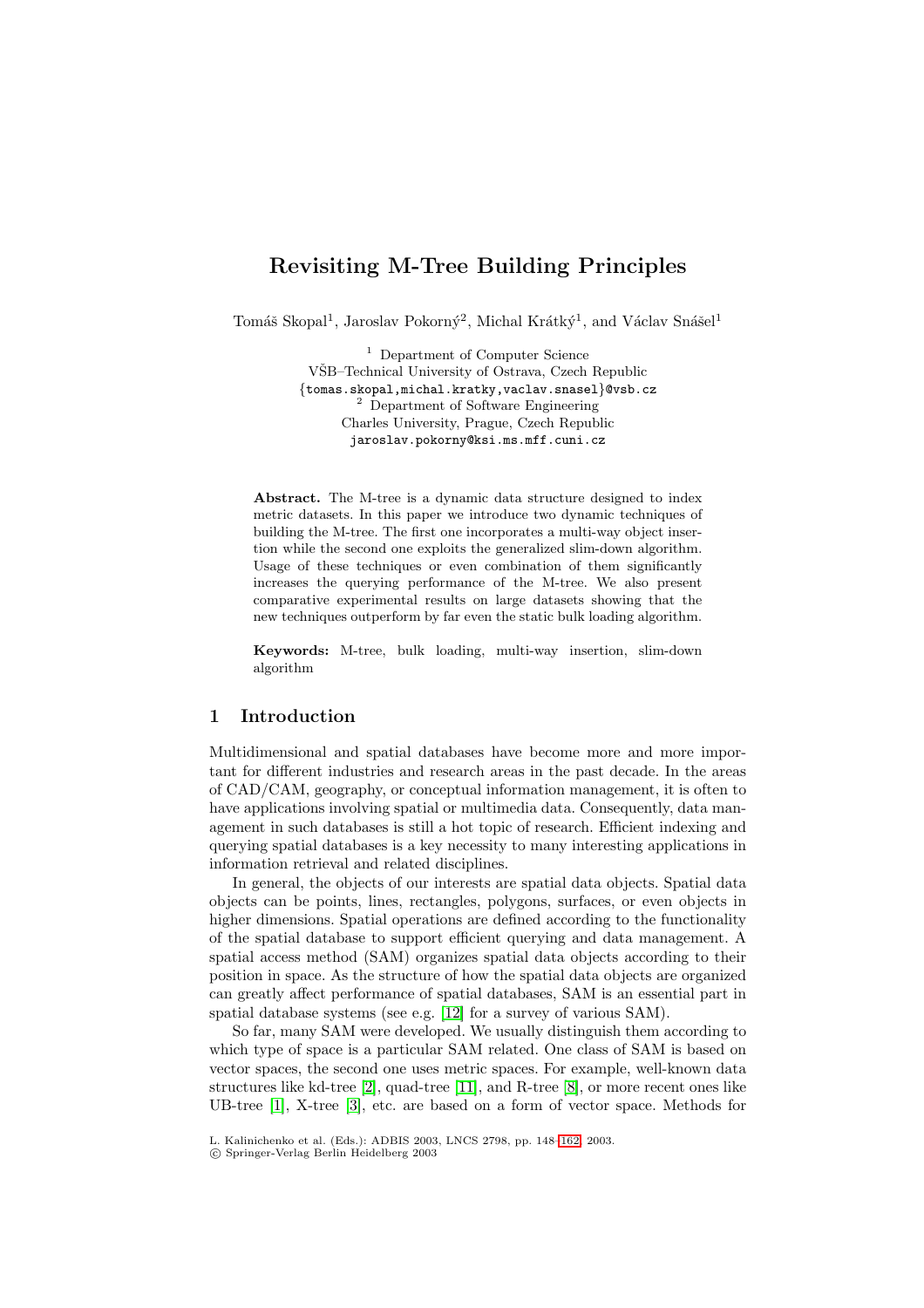# Revisiting M-Tree Building Principles

Tomáš Skopal[1], Jaroslav Pokorný[2], Michal Krátký[1], and Václav Snášel[1]

[1] Department of Computer Science
VŠB–Technical University of Ostrava, Czech Republic
{tomas.skopal,michal.kratky,vaclav.snasel}@vsb.cz

[2] Department of Software Engineering
Charles University, Prague, Czech Republic
jaroslav.pokorny@ksi.ms.mff.cuni.cz

**Abstract.** The M-tree is a dynamic data structure designed to index metric datasets. In this paper we introduce two dynamic techniques of building the M-tree. The first one incorporates a multi-way object insertion while the second one exploits the generalized slim-down algorithm. Usage of these techniques or even combination of them significantly increases the querying performance of the M-tree. We also present comparative experimental results on large datasets showing that the new techniques outperform by far even the static bulk loading algorithm.

**Keywords:** M-tree, bulk loading, multi-way insertion, slim-down algorithm

## 1 Introduction

Multidimensional and spatial databases have become more and more important for different industries and research areas in the past decade. In the areas of CAD/CAM, geography, or conceptual information management, it is often to have applications involving spatial or multimedia data. Consequently, data management in such databases is still a hot topic of research. Efficient indexing and querying spatial databases is a key necessity to many interesting applications in information retrieval and related disciplines.

In general, the objects of our interests are spatial data objects. Spatial data objects can be points, lines, rectangles, polygons, surfaces, or even objects in higher dimensions. Spatial operations are defined according to the functionality of the spatial database to support efficient querying and data management. A spatial access method (SAM) organizes spatial data objects according to their position in space. As the structure of how the spatial data objects are organized can greatly affect performance of spatial databases, SAM is an essential part in spatial database systems (see e.g. [12] for a survey of various SAM).

So far, many SAM were developed. We usually distinguish them according to which type of space is a particular SAM related. One class of SAM is based on vector spaces, the second one uses metric spaces. For example, well-known data structures like kd-tree [2], quad-tree [11], and R-tree [8], or more recent ones like UB-tree [1], X-tree [3], etc. are based on a form of vector space. Methods for

L. Kalinichenko et al. (Eds.): ADBIS 2003, LNCS 2798, pp. 148–162, 2003.
© Springer-Verlag Berlin Heidelberg 2003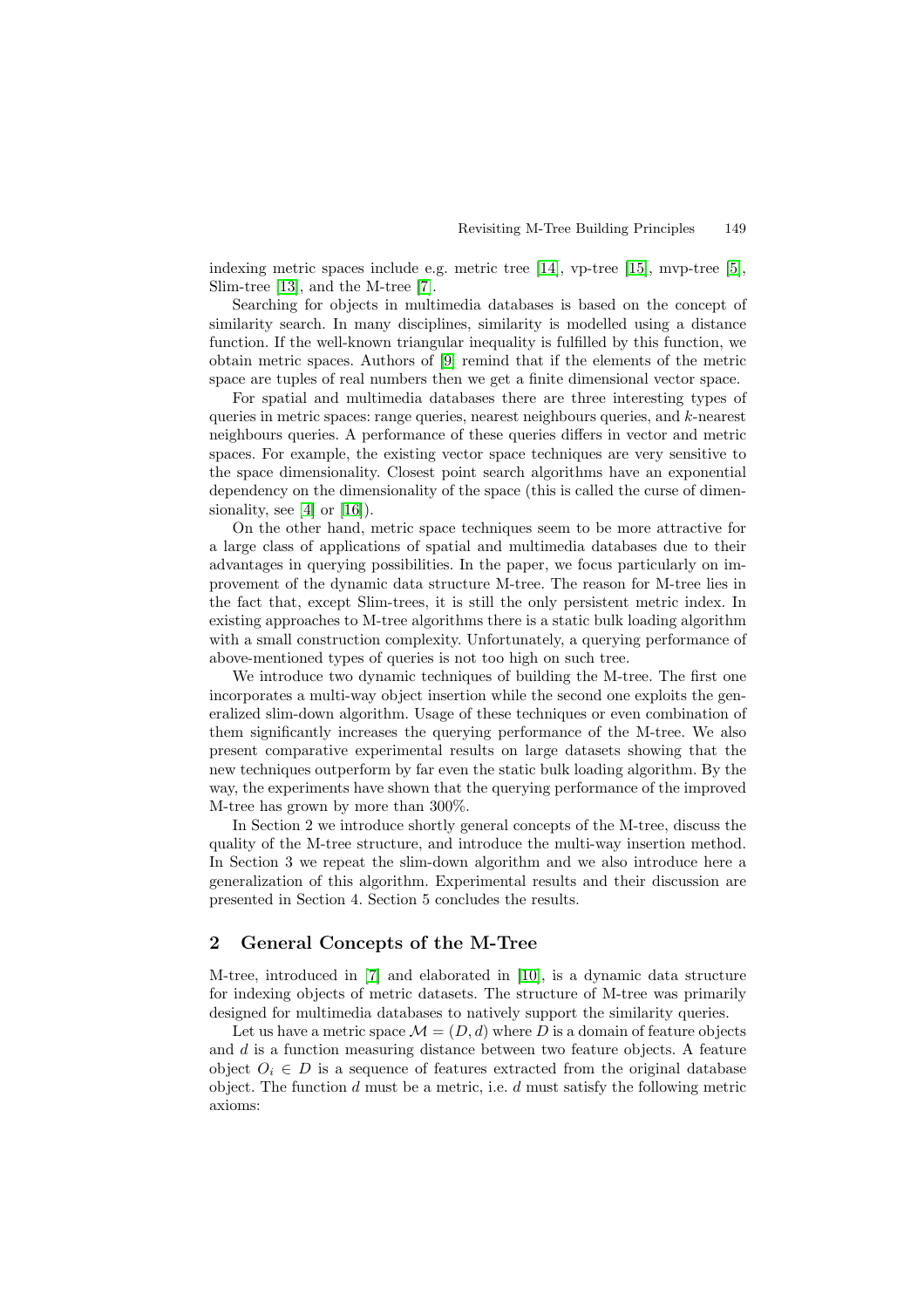indexing metric spaces include e.g. metric tree [14], vp-tree [15], mvp-tree [5], Slim-tree [13], and the M-tree [7].

Searching for objects in multimedia databases is based on the concept of similarity search. In many disciplines, similarity is modelled using a distance function. If the well-known triangular inequality is fulfilled by this function, we obtain metric spaces. Authors of [9] remind that if the elements of the metric space are tuples of real numbers then we get a finite dimensional vector space.

For spatial and multimedia databases there are three interesting types of queries in metric spaces: range queries, nearest neighbours queries, and $k$-nearest neighbours queries. A performance of these queries differs in vector and metric spaces. For example, the existing vector space techniques are very sensitive to the space dimensionality. Closest point search algorithms have an exponential dependency on the dimensionality of the space (this is called the curse of dimensionality, see [4] or [16]).

On the other hand, metric space techniques seem to be more attractive for a large class of applications of spatial and multimedia databases due to their advantages in querying possibilities. In the paper, we focus particularly on improvement of the dynamic data structure M-tree. The reason for M-tree lies in the fact that, except Slim-trees, it is still the only persistent metric index. In existing approaches to M-tree algorithms there is a static bulk loading algorithm with a small construction complexity. Unfortunately, a querying performance of above-mentioned types of queries is not too high on such tree.

We introduce two dynamic techniques of building the M-tree. The first one incorporates a multi-way object insertion while the second one exploits the generalized slim-down algorithm. Usage of these techniques or even combination of them significantly increases the querying performance of the M-tree. We also present comparative experimental results on large datasets showing that the new techniques outperform by far even the static bulk loading algorithm. By the way, the experiments have shown that the querying performance of the improved M-tree has grown by more than 300%.

In Section 2 we introduce shortly general concepts of the M-tree, discuss the quality of the M-tree structure, and introduce the multi-way insertion method. In Section 3 we repeat the slim-down algorithm and we also introduce here a generalization of this algorithm. Experimental results and their discussion are presented in Section 4. Section 5 concludes the results.

## 2 General Concepts of the M-Tree

M-tree, introduced in [7] and elaborated in [10], is a dynamic data structure for indexing objects of metric datasets. The structure of M-tree was primarily designed for multimedia databases to natively support the similarity queries.

Let us have a metric space $\mathcal{M} = (D, d)$ where $D$ is a domain of feature objects and $d$ is a function measuring distance between two feature objects. A feature object $O_i \in D$ is a sequence of features extracted from the original database object. The function $d$ must be a metric, i.e. $d$ must satisfy the following metric axioms: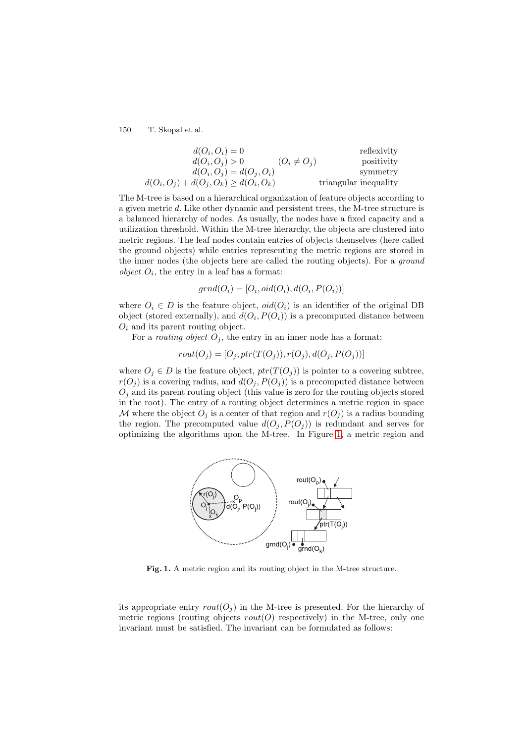$$
\begin{array}{llr}
d(O_i, O_i) = 0 & & \text{reflexivity} \\
d(O_i, O_j) > 0 & (O_i \neq O_j) & \text{positivity} \\
d(O_i, O_j) = d(O_j, O_i) & & \text{symmetry} \\
d(O_i, O_j) + d(O_j, O_k) \geq d(O_i, O_k) & & \text{triangular inequality}
\end{array}
$$

The M-tree is based on a hierarchical organization of feature objects according to a given metric $d$. Like other dynamic and persistent trees, the M-tree structure is a balanced hierarchy of nodes. As usually, the nodes have a fixed capacity and a utilization threshold. Within the M-tree hierarchy, the objects are clustered into metric regions. The leaf nodes contain entries of objects themselves (here called the ground objects) while entries representing the metric regions are stored in the inner nodes (the objects here are called the routing objects). For a *ground object* $O_i$, the entry in a leaf has a format:

$$grnd(O_i) = [O_i, oid(O_i), d(O_i, P(O_i))]$$

where $O_i \in D$ is the feature object, $oid(O_i)$ is an identifier of the original DB object (stored externally), and $d(O_i, P(O_i))$ is a precomputed distance between $O_i$ and its parent routing object.

For a *routing object* $O_j$, the entry in an inner node has a format:

$$rout(O_j) = [O_j, ptr(T(O_j)), r(O_j), d(O_j, P(O_j))]$$

where $O_j \in D$ is the feature object, $ptr(T(O_j))$ is pointer to a covering subtree, $r(O_j)$ is a covering radius, and $d(O_j, P(O_j))$ is a precomputed distance between $O_j$ and its parent routing object (this value is zero for the routing objects stored in the root). The entry of a routing object determines a metric region in space $\mathcal{M}$ where the object $O_j$ is a center of that region and $r(O_j)$ is a radius bounding the region. The precomputed value $d(O_j, P(O_j))$ is redundant and serves for optimizing the algorithms upon the M-tree. In Figure 1, a metric region and its appropriate entry $rout(O_j)$ in the M-tree is presented. For the hierarchy of metric regions (routing objects $rout(O)$ respectively) in the M-tree, only one invariant must be satisfied. The invariant can be formulated as follows:

**Fig. 1.** A metric region and its routing object in the M-tree structure.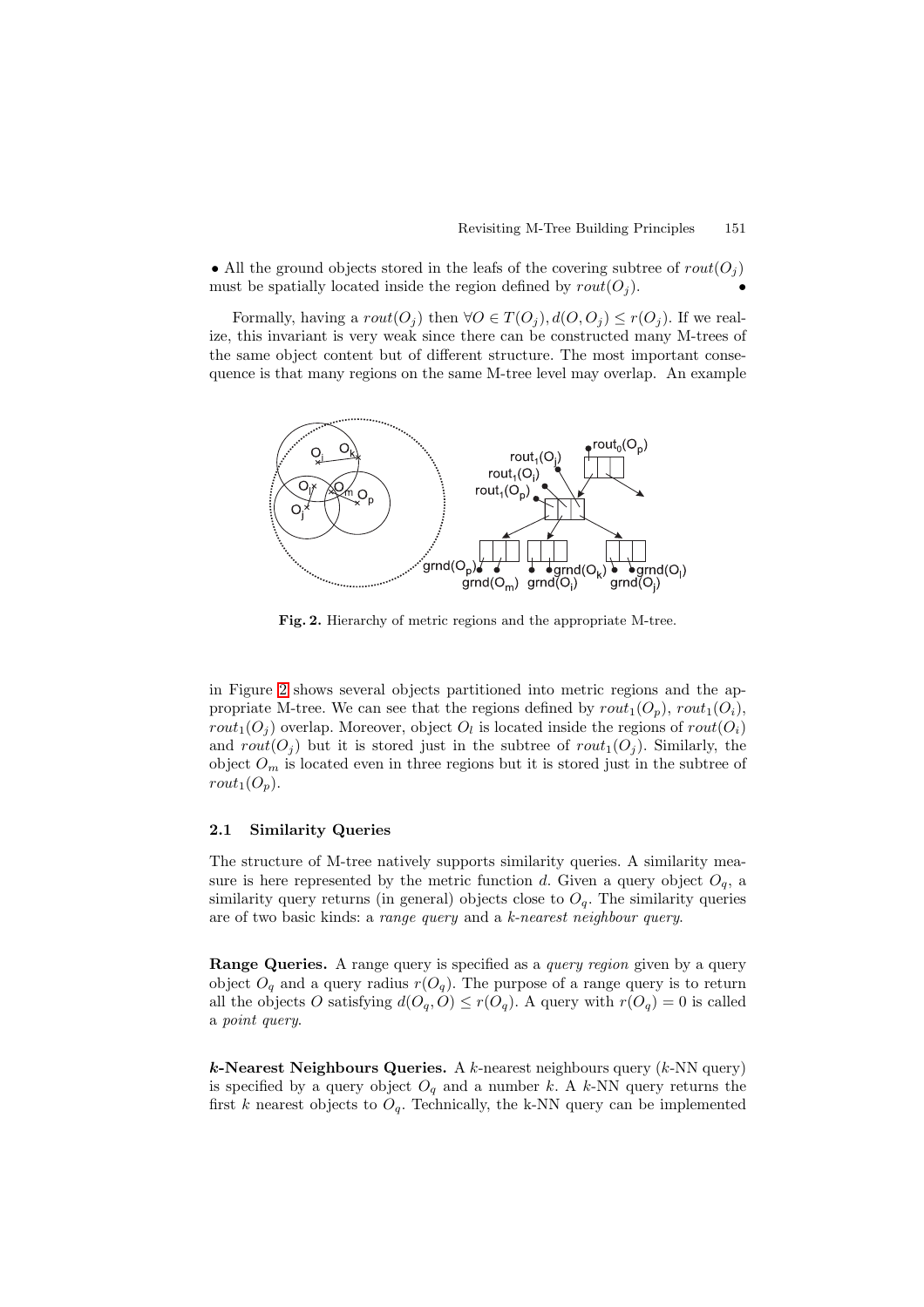• All the ground objects stored in the leafs of the covering subtree of $rout(O_j)$ must be spatially located inside the region defined by $rout(O_j)$. •

Formally, having a $rout(O_j)$ then $\forall O \in T(O_j), d(O, O_j) \leq r(O_j)$. If we realize, this invariant is very weak since there can be constructed many M-trees of the same object content but of different structure. The most important consequence is that many regions on the same M-tree level may overlap. An example

**Fig. 2.** Hierarchy of metric regions and the appropriate M-tree.

in Figure 2 shows several objects partitioned into metric regions and the appropriate M-tree. We can see that the regions defined by $rout_1(O_p)$, $rout_1(O_i)$, $rout_1(O_j)$ overlap. Moreover, object $O_l$ is located inside the regions of $rout(O_i)$ and $rout(O_j)$ but it is stored just in the subtree of $rout_1(O_j)$. Similarly, the object $O_m$ is located even in three regions but it is stored just in the subtree of $rout_1(O_p)$.

### 2.1 Similarity Queries

The structure of M-tree natively supports similarity queries. A similarity measure is here represented by the metric function $d$. Given a query object $O_q$, a similarity query returns (in general) objects close to $O_q$. The similarity queries are of two basic kinds: a *range query* and a *k-nearest neighbour query*.

**Range Queries.** A range query is specified as a *query region* given by a query object $O_q$ and a query radius $r(O_q)$. The purpose of a range query is to return all the objects $O$ satisfying $d(O_q, O) \leq r(O_q)$. A query with $r(O_q) = 0$ is called a *point query*.

***k*-Nearest Neighbours Queries.** A $k$-nearest neighbours query ($k$-NN query) is specified by a query object $O_q$ and a number $k$. A $k$-NN query returns the first $k$ nearest objects to $O_q$. Technically, the k-NN query can be implemented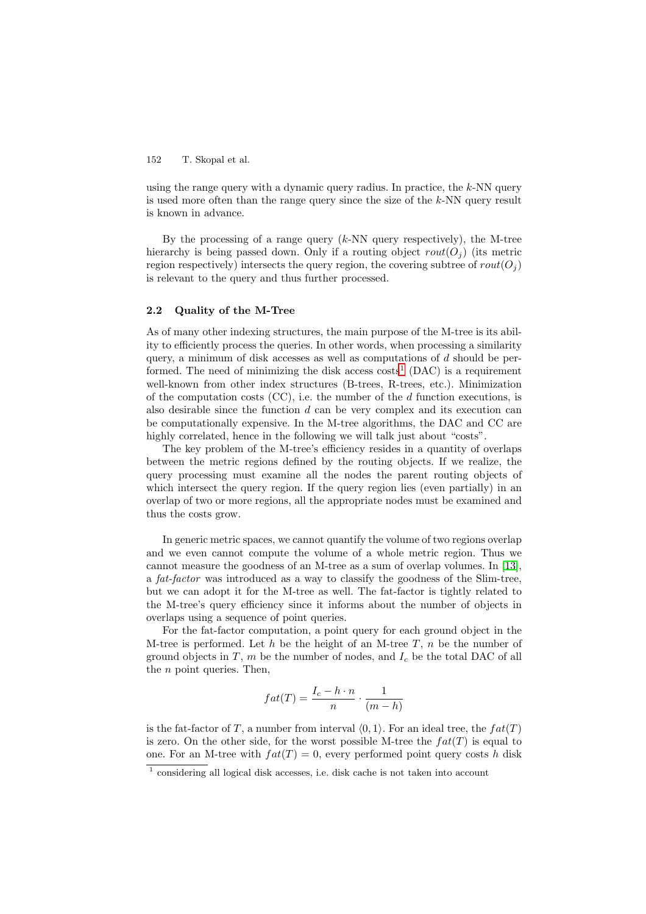using the range query with a dynamic query radius. In practice, the $k$-NN query is used more often than the range query since the size of the $k$-NN query result is known in advance.

By the processing of a range query ($k$-NN query respectively), the M-tree hierarchy is being passed down. Only if a routing object $rout(O_j)$ (its metric region respectively) intersects the query region, the covering subtree of $rout(O_j)$ is relevant to the query and thus further processed.

### 2.2 Quality of the M-Tree

As of many other indexing structures, the main purpose of the M-tree is its ability to efficiently process the queries. In other words, when processing a similarity query, a minimum of disk accesses as well as computations of $d$ should be performed. The need of minimizing the disk access costs[1] (DAC) is a requirement well-known from other index structures (B-trees, R-trees, etc.). Minimization of the computation costs (CC), i.e. the number of the $d$ function executions, is also desirable since the function $d$ can be very complex and its execution can be computationally expensive. In the M-tree algorithms, the DAC and CC are highly correlated, hence in the following we will talk just about "costs".

The key problem of the M-tree's efficiency resides in a quantity of overlaps between the metric regions defined by the routing objects. If we realize, the query processing must examine all the nodes the parent routing objects of which intersect the query region. If the query region lies (even partially) in an overlap of two or more regions, all the appropriate nodes must be examined and thus the costs grow.

In generic metric spaces, we cannot quantify the volume of two regions overlap and we even cannot compute the volume of a whole metric region. Thus we cannot measure the goodness of an M-tree as a sum of overlap volumes. In [13], a *fat-factor* was introduced as a way to classify the goodness of the Slim-tree, but we can adopt it for the M-tree as well. The fat-factor is tightly related to the M-tree's query efficiency since it informs about the number of objects in overlaps using a sequence of point queries.

For the fat-factor computation, a point query for each ground object in the M-tree is performed. Let $h$ be the height of an M-tree $T$, $n$ be the number of ground objects in $T$, $m$ be the number of nodes, and $I_c$ be the total DAC of all the $n$ point queries. Then,

$$fat(T) = \frac{I_c - h \cdot n}{n} \cdot \frac{1}{(m - h)}$$

is the fat-factor of $T$, a number from interval $\langle 0, 1 \rangle$. For an ideal tree, the $fat(T)$ is zero. On the other side, for the worst possible M-tree the $fat(T)$ is equal to one. For an M-tree with $fat(T) = 0$, every performed point query costs $h$ disk

[1] considering all logical disk accesses, i.e. disk cache is not taken into account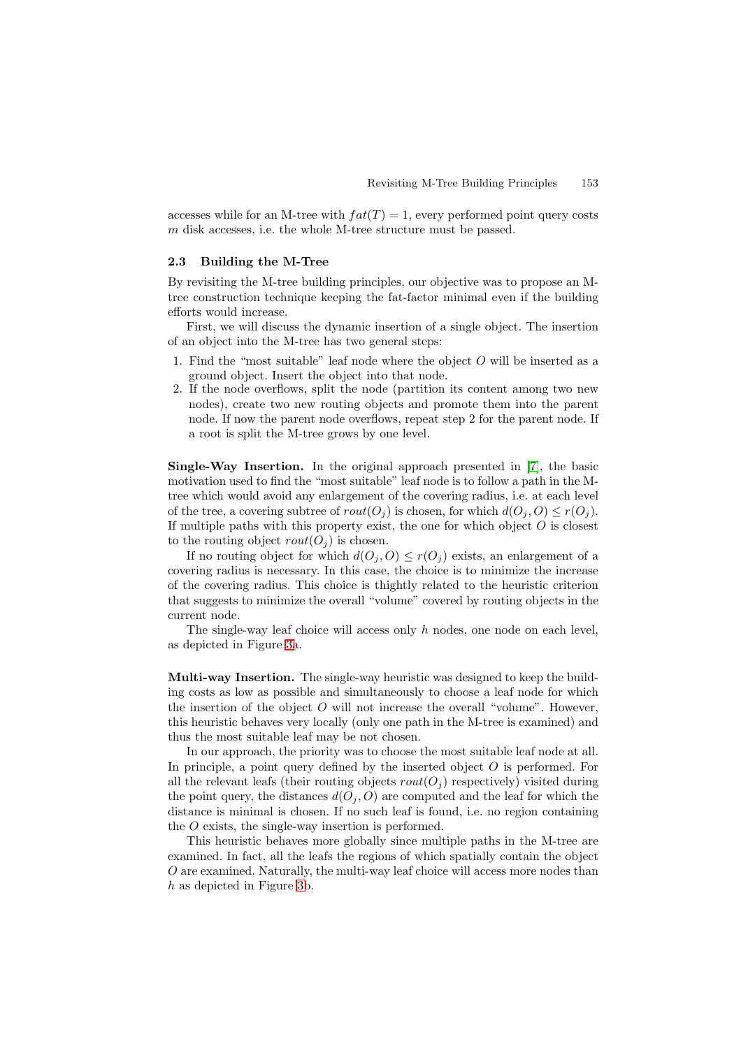accesses while for an M-tree with $fat(T) = 1$, every performed point query costs $m$ disk accesses, i.e. the whole M-tree structure must be passed.

### 2.3 Building the M-Tree

By revisiting the M-tree building principles, our objective was to propose an M-tree construction technique keeping the fat-factor minimal even if the building efforts would increase.

First, we will discuss the dynamic insertion of a single object. The insertion of an object into the M-tree has two general steps:

1. Find the "most suitable" leaf node where the object $O$ will be inserted as a ground object. Insert the object into that node.
2. If the node overflows, split the node (partition its content among two new nodes), create two new routing objects and promote them into the parent node. If now the parent node overflows, repeat step 2 for the parent node. If a root is split the M-tree grows by one level.

**Single-Way Insertion.** In the original approach presented in [7], the basic motivation used to find the "most suitable" leaf node is to follow a path in the M-tree which would avoid any enlargement of the covering radius, i.e. at each level of the tree, a covering subtree of $rout(O_j)$ is chosen, for which $d(O_j, O) \leq r(O_j)$. If multiple paths with this property exist, the one for which object $O$ is closest to the routing object $rout(O_j)$ is chosen.

If no routing object for which $d(O_j, O) \leq r(O_j)$ exists, an enlargement of a covering radius is necessary. In this case, the choice is to minimize the increase of the covering radius. This choice is thightly related to the heuristic criterion that suggests to minimize the overall "volume" covered by routing objects in the current node.

The single-way leaf choice will access only $h$ nodes, one node on each level, as depicted in Figure 3a.

**Multi-way Insertion.** The single-way heuristic was designed to keep the building costs as low as possible and simultaneously to choose a leaf node for which the insertion of the object $O$ will not increase the overall "volume". However, this heuristic behaves very locally (only one path in the M-tree is examined) and thus the most suitable leaf may be not chosen.

In our approach, the priority was to choose the most suitable leaf node at all. In principle, a point query defined by the inserted object $O$ is performed. For all the relevant leafs (their routing objects $rout(O_j)$ respectively) visited during the point query, the distances $d(O_j, O)$ are computed and the leaf for which the distance is minimal is chosen. If no such leaf is found, i.e. no region containing the $O$ exists, the single-way insertion is performed.

This heuristic behaves more globally since multiple paths in the M-tree are examined. In fact, all the leafs the regions of which spatially contain the object $O$ are examined. Naturally, the multi-way leaf choice will access more nodes than $h$ as depicted in Figure 3b.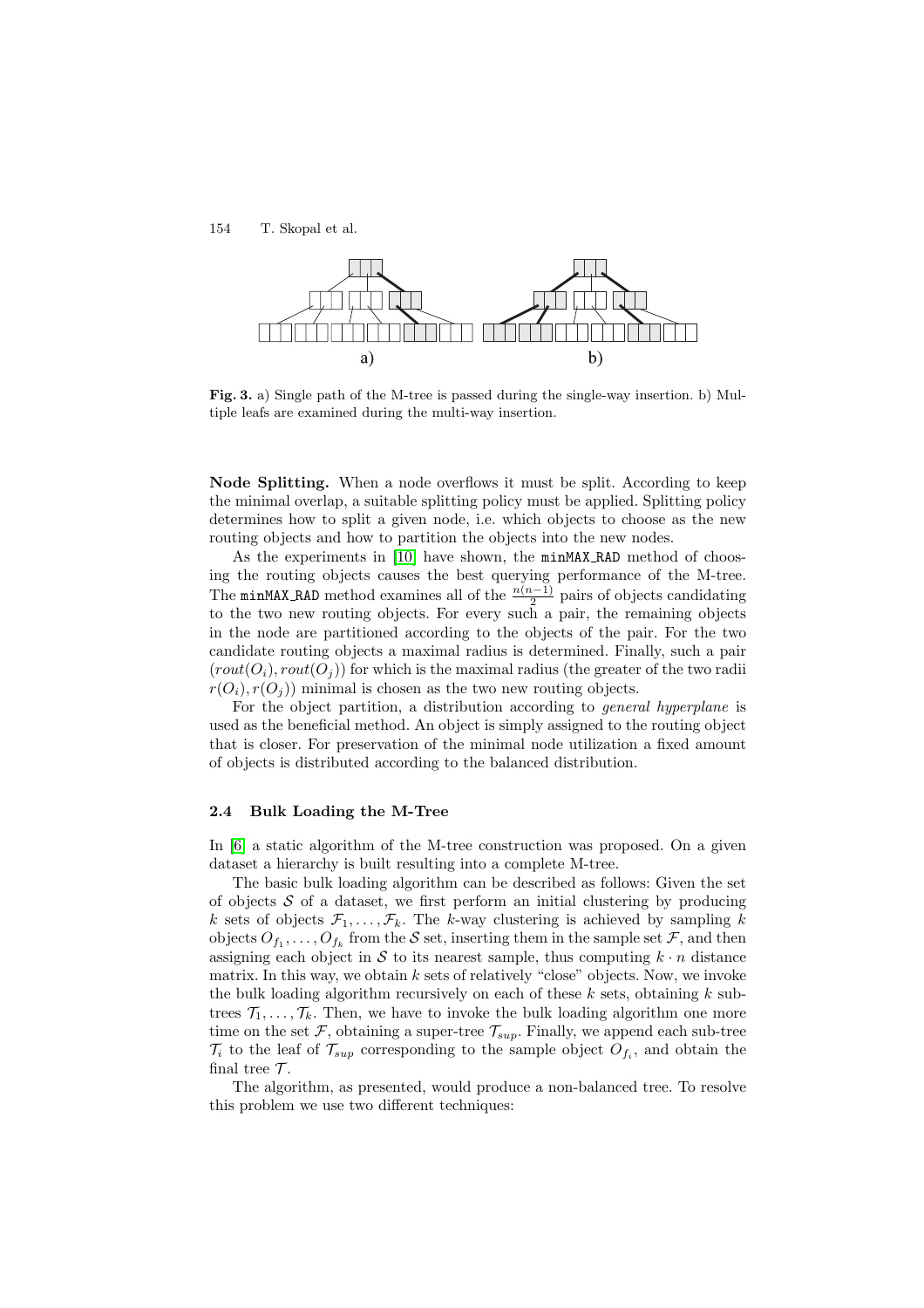**Fig. 3.** a) Single path of the M-tree is passed during the single-way insertion. b) Multiple leafs are examined during the multi-way insertion.

**Node Splitting.** When a node overflows it must be split. According to keep the minimal overlap, a suitable splitting policy must be applied. Splitting policy determines how to split a given node, i.e. which objects to choose as the new routing objects and how to partition the objects into the new nodes.

As the experiments in [10] have shown, the `minMAX_RAD` method of choosing the routing objects causes the best querying performance of the M-tree. The `minMAX_RAD` method examines all of the $\frac{n(n-1)}{2}$ pairs of objects candidating to the two new routing objects. For every such a pair, the remaining objects in the node are partitioned according to the objects of the pair. For the two candidate routing objects a maximal radius is determined. Finally, such a pair $(rout(O_i), rout(O_j))$ for which is the maximal radius (the greater of the two radii $r(O_i), r(O_j)$) minimal is chosen as the two new routing objects.

For the object partition, a distribution according to *general hyperplane* is used as the beneficial method. An object is simply assigned to the routing object that is closer. For preservation of the minimal node utilization a fixed amount of objects is distributed according to the balanced distribution.

### 2.4 Bulk Loading the M-Tree

In [6] a static algorithm of the M-tree construction was proposed. On a given dataset a hierarchy is built resulting into a complete M-tree.

The basic bulk loading algorithm can be described as follows: Given the set of objects $\mathcal{S}$ of a dataset, we first perform an initial clustering by producing $k$ sets of objects $\mathcal{F}_1, \ldots, \mathcal{F}_k$. The $k$-way clustering is achieved by sampling $k$ objects $O_{f_1}, \ldots, O_{f_k}$ from the $\mathcal{S}$ set, inserting them in the sample set $\mathcal{F}$, and then assigning each object in $\mathcal{S}$ to its nearest sample, thus computing $k \cdot n$ distance matrix. In this way, we obtain $k$ sets of relatively "close" objects. Now, we invoke the bulk loading algorithm recursively on each of these $k$ sets, obtaining $k$ subtrees $\mathcal{T}_1, \ldots, \mathcal{T}_k$. Then, we have to invoke the bulk loading algorithm one more time on the set $\mathcal{F}$, obtaining a super-tree $\mathcal{T}_{sup}$. Finally, we append each sub-tree $\mathcal{T}_i$ to the leaf of $\mathcal{T}_{sup}$ corresponding to the sample object $O_{f_i}$, and obtain the final tree $\mathcal{T}$.

The algorithm, as presented, would produce a non-balanced tree. To resolve this problem we use two different techniques: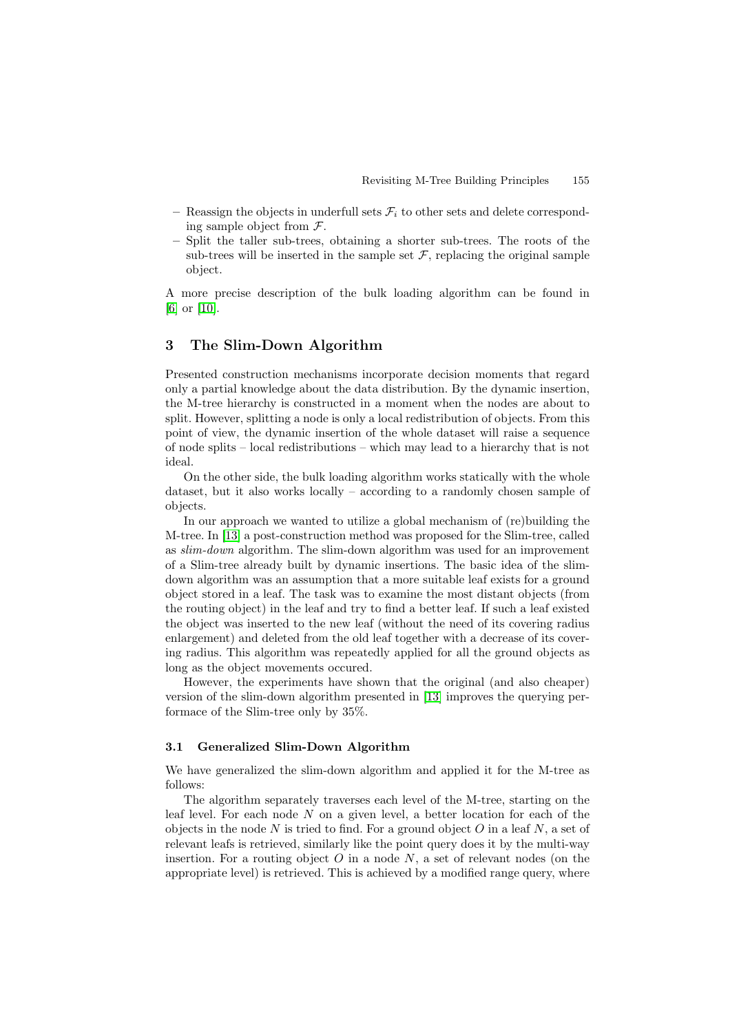- Reassign the objects in underfull sets $\mathcal{F}_i$ to other sets and delete corresponding sample object from $\mathcal{F}$.
- Split the taller sub-trees, obtaining a shorter sub-trees. The roots of the sub-trees will be inserted in the sample set $\mathcal{F}$, replacing the original sample object.

A more precise description of the bulk loading algorithm can be found in [6] or [10].

## 3 The Slim-Down Algorithm

Presented construction mechanisms incorporate decision moments that regard only a partial knowledge about the data distribution. By the dynamic insertion, the M-tree hierarchy is constructed in a moment when the nodes are about to split. However, splitting a node is only a local redistribution of objects. From this point of view, the dynamic insertion of the whole dataset will raise a sequence of node splits – local redistributions – which may lead to a hierarchy that is not ideal.

On the other side, the bulk loading algorithm works statically with the whole dataset, but it also works locally – according to a randomly chosen sample of objects.

In our approach we wanted to utilize a global mechanism of (re)building the M-tree. In [13] a post-construction method was proposed for the Slim-tree, called as *slim-down* algorithm. The slim-down algorithm was used for an improvement of a Slim-tree already built by dynamic insertions. The basic idea of the slim-down algorithm was an assumption that a more suitable leaf exists for a ground object stored in a leaf. The task was to examine the most distant objects (from the routing object) in the leaf and try to find a better leaf. If such a leaf existed the object was inserted to the new leaf (without the need of its covering radius enlargement) and deleted from the old leaf together with a decrease of its covering radius. This algorithm was repeatedly applied for all the ground objects as long as the object movements occured.

However, the experiments have shown that the original (and also cheaper) version of the slim-down algorithm presented in [13] improves the querying performace of the Slim-tree only by 35%.

### 3.1 Generalized Slim-Down Algorithm

We have generalized the slim-down algorithm and applied it for the M-tree as follows:

The algorithm separately traverses each level of the M-tree, starting on the leaf level. For each node $N$ on a given level, a better location for each of the objects in the node $N$ is tried to find. For a ground object $O$ in a leaf $N$, a set of relevant leafs is retrieved, similarly like the point query does it by the multi-way insertion. For a routing object $O$ in a node $N$, a set of relevant nodes (on the appropriate level) is retrieved. This is achieved by a modified range query, where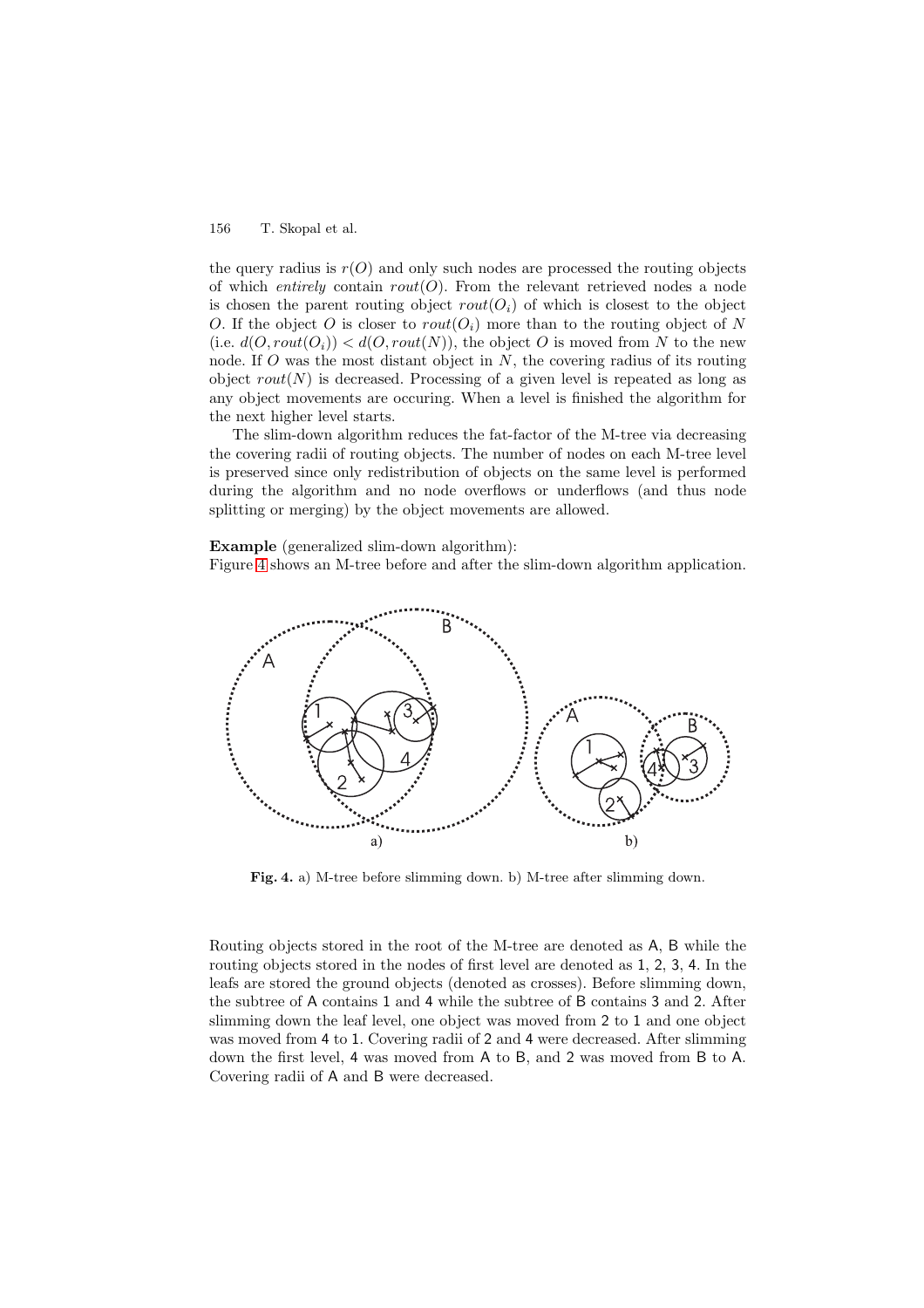the query radius is $r(O)$ and only such nodes are processed the routing objects of which *entirely* contain $rout(O)$. From the relevant retrieved nodes a node is chosen the parent routing object $rout(O_i)$ of which is closest to the object $O$. If the object $O$ is closer to $rout(O_i)$ more than to the routing object of $N$ (i.e. $d(O, rout(O_i)) < d(O, rout(N))$, the object $O$ is moved from $N$ to the new node. If $O$ was the most distant object in $N$, the covering radius of its routing object $rout(N)$ is decreased. Processing of a given level is repeated as long as any object movements are occuring. When a level is finished the algorithm for the next higher level starts.

The slim-down algorithm reduces the fat-factor of the M-tree via decreasing the covering radii of routing objects. The number of nodes on each M-tree level is preserved since only redistribution of objects on the same level is performed during the algorithm and no node overflows or underflows (and thus node splitting or merging) by the object movements are allowed.

**Example** (generalized slim-down algorithm):
Figure 4 shows an M-tree before and after the slim-down algorithm application.

**Fig. 4.** a) M-tree before slimming down. b) M-tree after slimming down.

Routing objects stored in the root of the M-tree are denoted as A, B while the routing objects stored in the nodes of first level are denoted as 1, 2, 3, 4. In the leafs are stored the ground objects (denoted as crosses). Before slimming down, the subtree of A contains 1 and 4 while the subtree of B contains 3 and 2. After slimming down the leaf level, one object was moved from 2 to 1 and one object was moved from 4 to 1. Covering radii of 2 and 4 were decreased. After slimming down the first level, 4 was moved from A to B, and 2 was moved from B to A. Covering radii of A and B were decreased.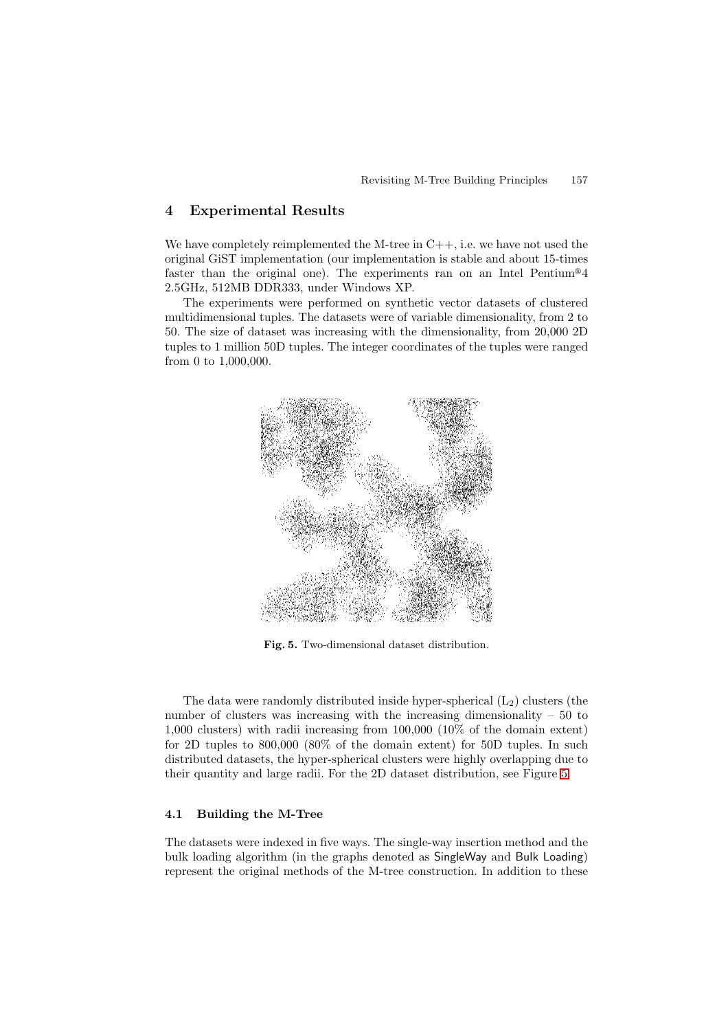## 4 Experimental Results

We have completely reimplemented the M-tree in C++, i.e. we have not used the original GiST implementation (our implementation is stable and about 15-times faster than the original one). The experiments ran on an Intel Pentium®4 2.5GHz, 512MB DDR333, under Windows XP.

The experiments were performed on synthetic vector datasets of clustered multidimensional tuples. The datasets were of variable dimensionality, from 2 to 50. The size of dataset was increasing with the dimensionality, from 20,000 2D tuples to 1 million 50D tuples. The integer coordinates of the tuples were ranged from 0 to 1,000,000.

**Fig. 5.** Two-dimensional dataset distribution.

The data were randomly distributed inside hyper-spherical ($L_2$) clusters (the number of clusters was increasing with the increasing dimensionality – 50 to 1,000 clusters) with radii increasing from 100,000 (10% of the domain extent) for 2D tuples to 800,000 (80% of the domain extent) for 50D tuples. In such distributed datasets, the hyper-spherical clusters were highly overlapping due to their quantity and large radii. For the 2D dataset distribution, see Figure 5.

### 4.1 Building the M-Tree

The datasets were indexed in five ways. The single-way insertion method and the bulk loading algorithm (in the graphs denoted as SingleWay and Bulk Loading) represent the original methods of the M-tree construction. In addition to these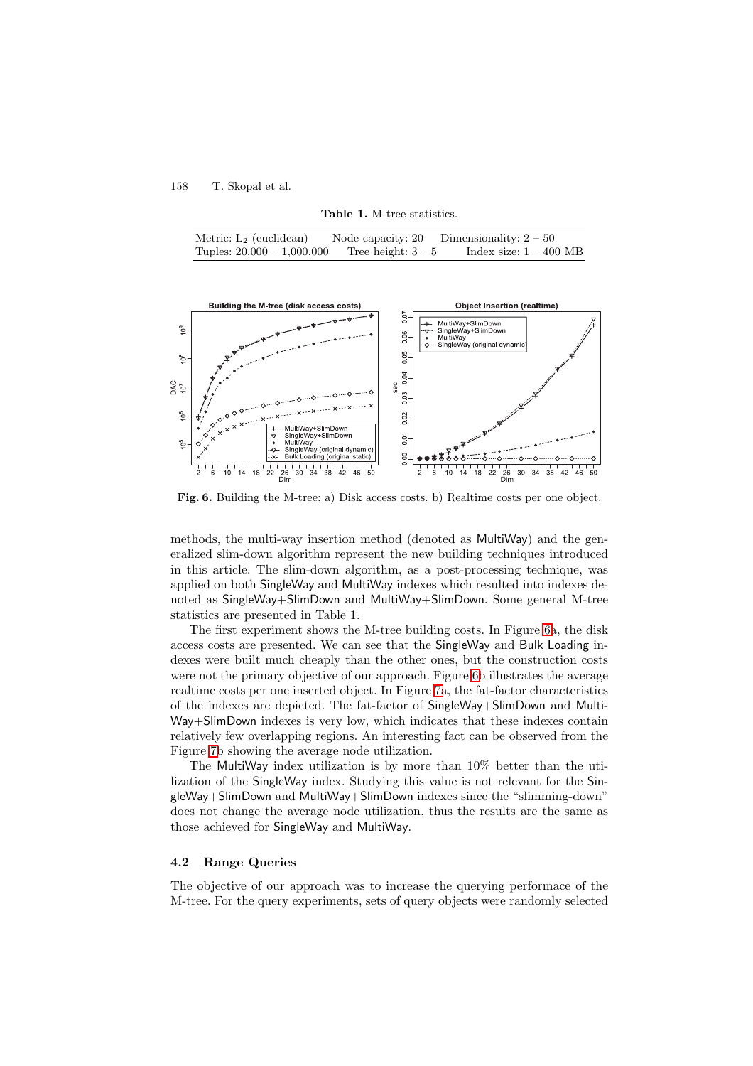**Table 1.** M-tree statistics.

| Metric: $L_2$ (euclidean) | Node capacity: 20 | Dimensionality: $2 - 50$ |
|---|---|---|
| Tuples: $20{,}000 - 1{,}000{,}000$ | Tree height: $3 - 5$ | Index size: $1 - 400$ MB |

**Fig. 6.** Building the M-tree: a) Disk access costs. b) Realtime costs per one object.

methods, the multi-way insertion method (denoted as MultiWay) and the generalized slim-down algorithm represent the new building techniques introduced in this article. The slim-down algorithm, as a post-processing technique, was applied on both SingleWay and MultiWay indexes which resulted into indexes denoted as SingleWay+SlimDown and MultiWay+SlimDown. Some general M-tree statistics are presented in Table 1.

The first experiment shows the M-tree building costs. In Figure 6a, the disk access costs are presented. We can see that the SingleWay and Bulk Loading indexes were built much cheaply than the other ones, but the construction costs were not the primary objective of our approach. Figure 6b illustrates the average realtime costs per one inserted object. In Figure 7a, the fat-factor characteristics of the indexes are depicted. The fat-factor of SingleWay+SlimDown and MultiWay+SlimDown indexes is very low, which indicates that these indexes contain relatively few overlapping regions. An interesting fact can be observed from the Figure 7b showing the average node utilization.

The MultiWay index utilization is by more than 10% better than the utilization of the SingleWay index. Studying this value is not relevant for the SingleWay+SlimDown and MultiWay+SlimDown indexes since the "slimming-down" does not change the average node utilization, thus the results are the same as those achieved for SingleWay and MultiWay.

### 4.2 Range Queries

The objective of our approach was to increase the querying performace of the M-tree. For the query experiments, sets of query objects were randomly selected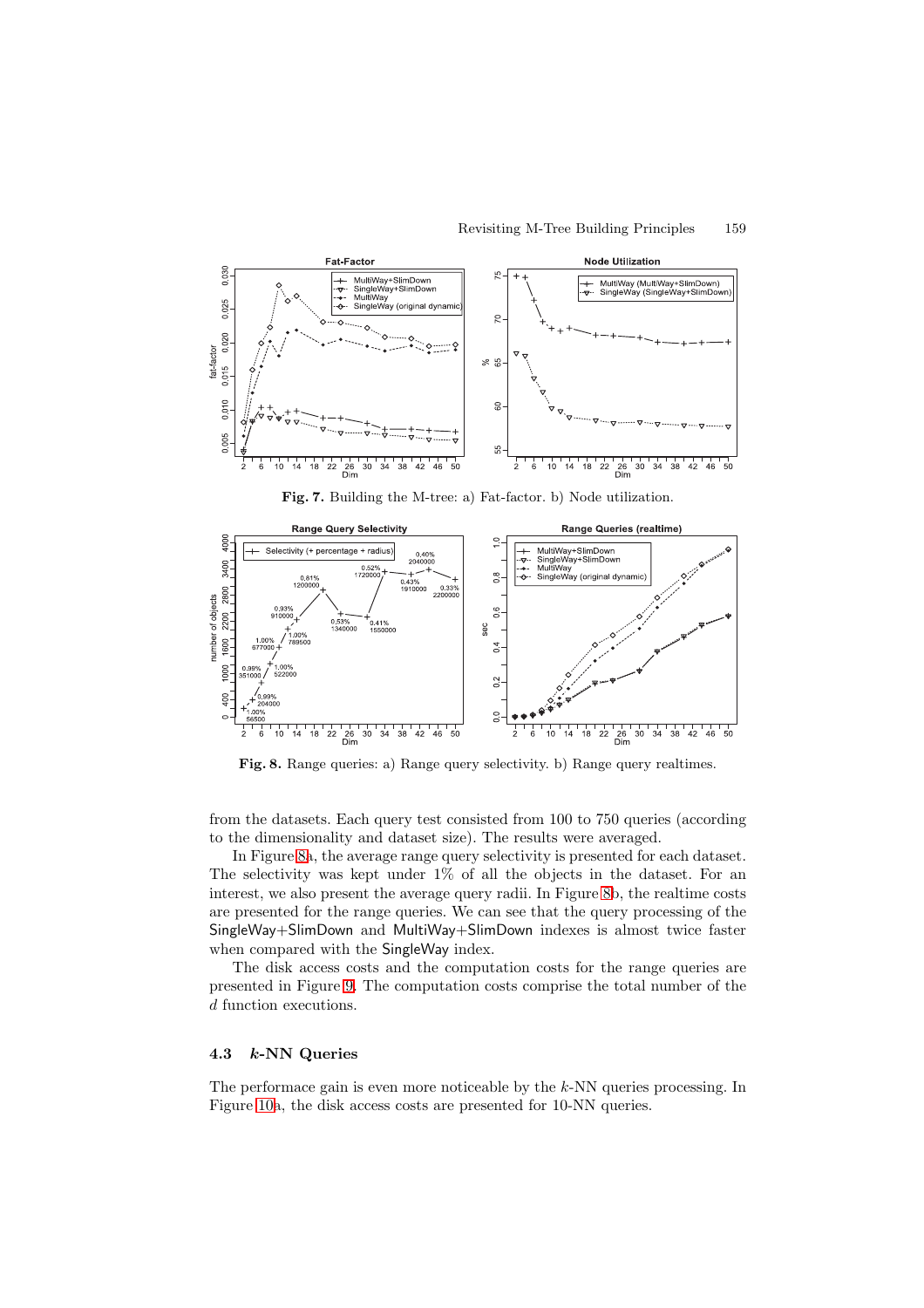**Fig. 7.** Building the M-tree: a) Fat-factor. b) Node utilization.

**Fig. 8.** Range queries: a) Range query selectivity. b) Range query realtimes.

from the datasets. Each query test consisted from 100 to 750 queries (according to the dimensionality and dataset size). The results were averaged.

In Figure 8a, the average range query selectivity is presented for each dataset. The selectivity was kept under 1% of all the objects in the dataset. For an interest, we also present the average query radii. In Figure 8b, the realtime costs are presented for the range queries. We can see that the query processing of the SingleWay+SlimDown and MultiWay+SlimDown indexes is almost twice faster when compared with the SingleWay index.

The disk access costs and the computation costs for the range queries are presented in Figure 9. The computation costs comprise the total number of the $d$ function executions.

### 4.3 *k*-NN Queries

The performace gain is even more noticeable by the $k$-NN queries processing. In Figure 10a, the disk access costs are presented for 10-NN queries.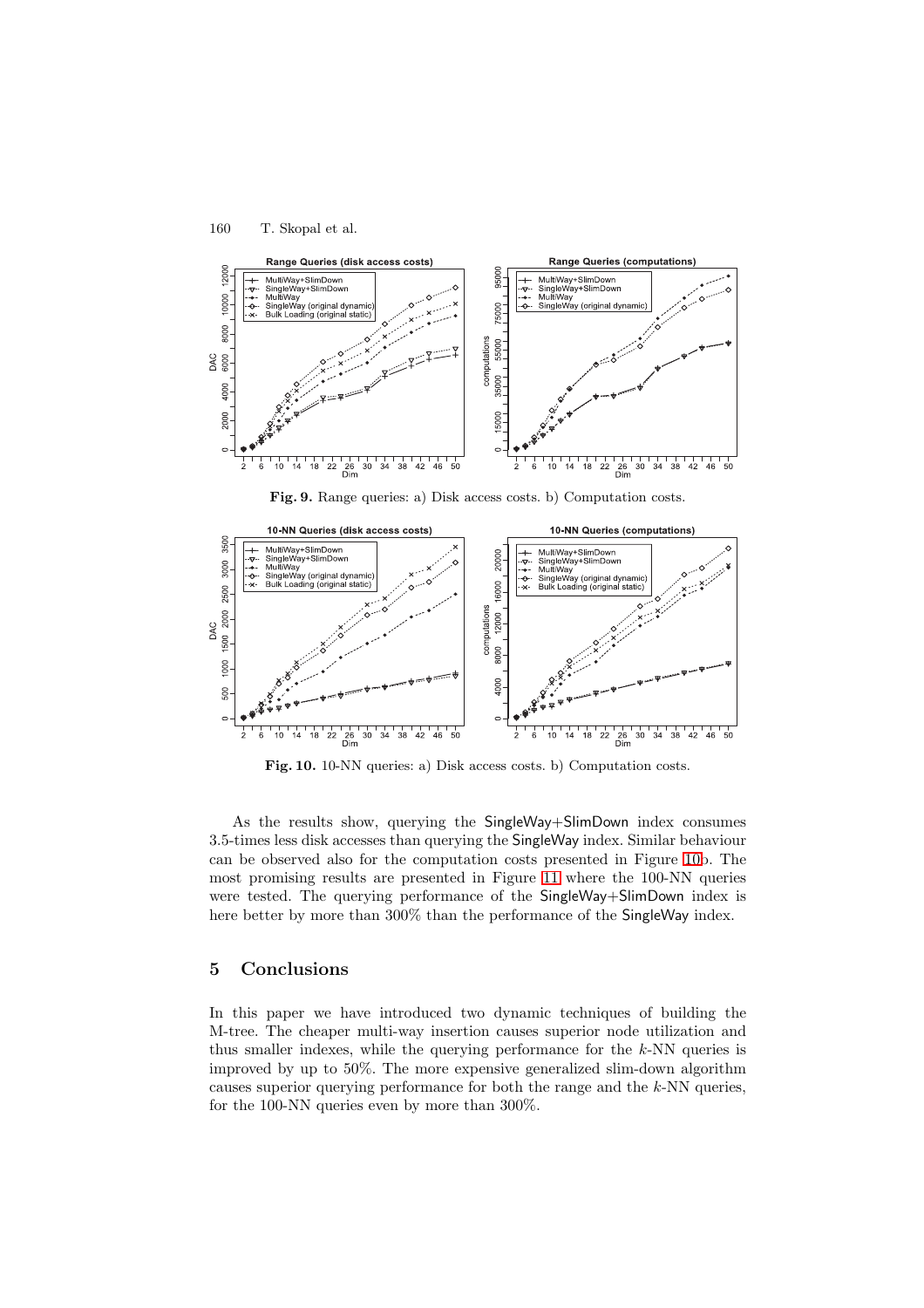**Fig. 9.** Range queries: a) Disk access costs. b) Computation costs.

**Fig. 10.** 10-NN queries: a) Disk access costs. b) Computation costs.

As the results show, querying the SingleWay+SlimDown index consumes 3.5-times less disk accesses than querying the SingleWay index. Similar behaviour can be observed also for the computation costs presented in Figure 10b. The most promising results are presented in Figure 11 where the 100-NN queries were tested. The querying performance of the SingleWay+SlimDown index is here better by more than 300% than the performance of the SingleWay index.

## 5 Conclusions

In this paper we have introduced two dynamic techniques of building the M-tree. The cheaper multi-way insertion causes superior node utilization and thus smaller indexes, while the querying performance for the $k$-NN queries is improved by up to 50%. The more expensive generalized slim-down algorithm causes superior querying performance for both the range and the $k$-NN queries, for the 100-NN queries even by more than 300%.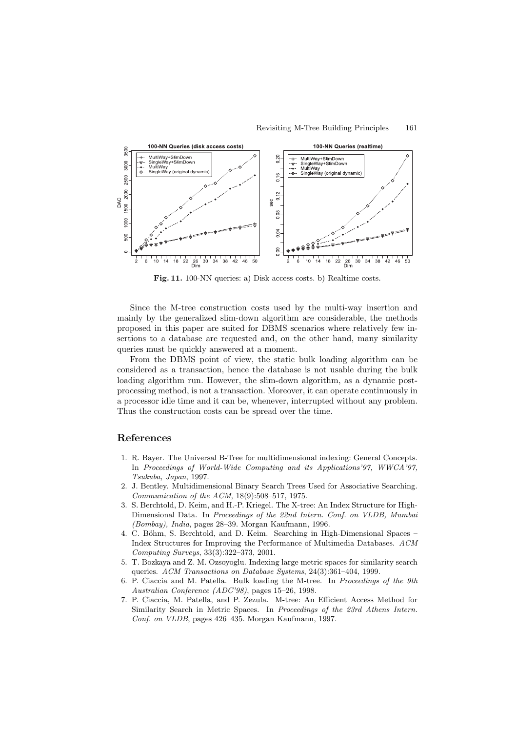Fig. 11. 100-NN queries: a) Disk access costs. b) Realtime costs.

Since the M-tree construction costs used by the multi-way insertion and mainly by the generalized slim-down algorithm are considerable, the methods proposed in this paper are suited for DBMS scenarios where relatively few insertions to a database are requested and, on the other hand, many similarity queries must be quickly answered at a moment.

From the DBMS point of view, the static bulk loading algorithm can be considered as a transaction, hence the database is not usable during the bulk loading algorithm run. However, the slim-down algorithm, as a dynamic post-processing method, is not a transaction. Moreover, it can operate continuously in a processor idle time and it can be, whenever, interrupted without any problem. Thus the construction costs can be spread over the time.

## References

1. R. Bayer. The Universal B-Tree for multidimensional indexing: General Concepts. In *Proceedings of World-Wide Computing and its Applications'97, WWCA'97, Tsukuba, Japan*, 1997.
2. J. Bentley. Multidimensional Binary Search Trees Used for Associative Searching. *Communication of the ACM*, 18(9):508–517, 1975.
3. S. Berchtold, D. Keim, and H.-P. Kriegel. The X-tree: An Index Structure for High-Dimensional Data. In *Proceedings of the 22nd Intern. Conf. on VLDB, Mumbai (Bombay), India*, pages 28–39. Morgan Kaufmann, 1996.
4. C. Böhm, S. Berchtold, and D. Keim. Searching in High-Dimensional Spaces – Index Structures for Improving the Performance of Multimedia Databases. *ACM Computing Surveys*, 33(3):322–373, 2001.
5. T. Bozkaya and Z. M. Ozsoyoglu. Indexing large metric spaces for similarity search queries. *ACM Transactions on Database Systems*, 24(3):361–404, 1999.
6. P. Ciaccia and M. Patella. Bulk loading the M-tree. In *Proceedings of the 9th Australian Conference (ADC'98)*, pages 15–26, 1998.
7. P. Ciaccia, M. Patella, and P. Zezula. M-tree: An Efficient Access Method for Similarity Search in Metric Spaces. In *Proceedings of the 23rd Athens Intern. Conf. on VLDB*, pages 426–435. Morgan Kaufmann, 1997.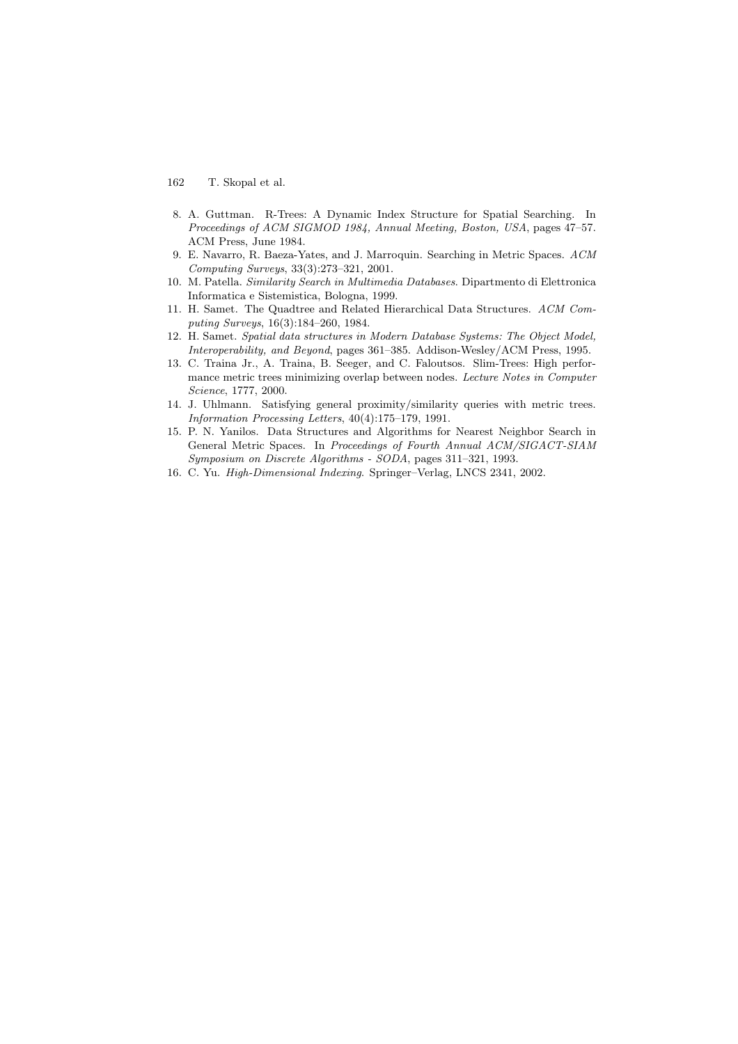8. A. Guttman. R-Trees: A Dynamic Index Structure for Spatial Searching. In *Proceedings of ACM SIGMOD 1984, Annual Meeting, Boston, USA*, pages 47–57. ACM Press, June 1984.
9. E. Navarro, R. Baeza-Yates, and J. Marroquin. Searching in Metric Spaces. *ACM Computing Surveys*, 33(3):273–321, 2001.
10. M. Patella. *Similarity Search in Multimedia Databases*. Dipartmento di Elettronica Informatica e Sistemistica, Bologna, 1999.
11. H. Samet. The Quadtree and Related Hierarchical Data Structures. *ACM Computing Surveys*, 16(3):184–260, 1984.
12. H. Samet. *Spatial data structures in Modern Database Systems: The Object Model, Interoperability, and Beyond*, pages 361–385. Addison-Wesley/ACM Press, 1995.
13. C. Traina Jr., A. Traina, B. Seeger, and C. Faloutsos. Slim-Trees: High performance metric trees minimizing overlap between nodes. *Lecture Notes in Computer Science*, 1777, 2000.
14. J. Uhlmann. Satisfying general proximity/similarity queries with metric trees. *Information Processing Letters*, 40(4):175–179, 1991.
15. P. N. Yanilos. Data Structures and Algorithms for Nearest Neighbor Search in General Metric Spaces. In *Proceedings of Fourth Annual ACM/SIGACT-SIAM Symposium on Discrete Algorithms - SODA*, pages 311–321, 1993.
16. C. Yu. *High-Dimensional Indexing*. Springer–Verlag, LNCS 2341, 2002.